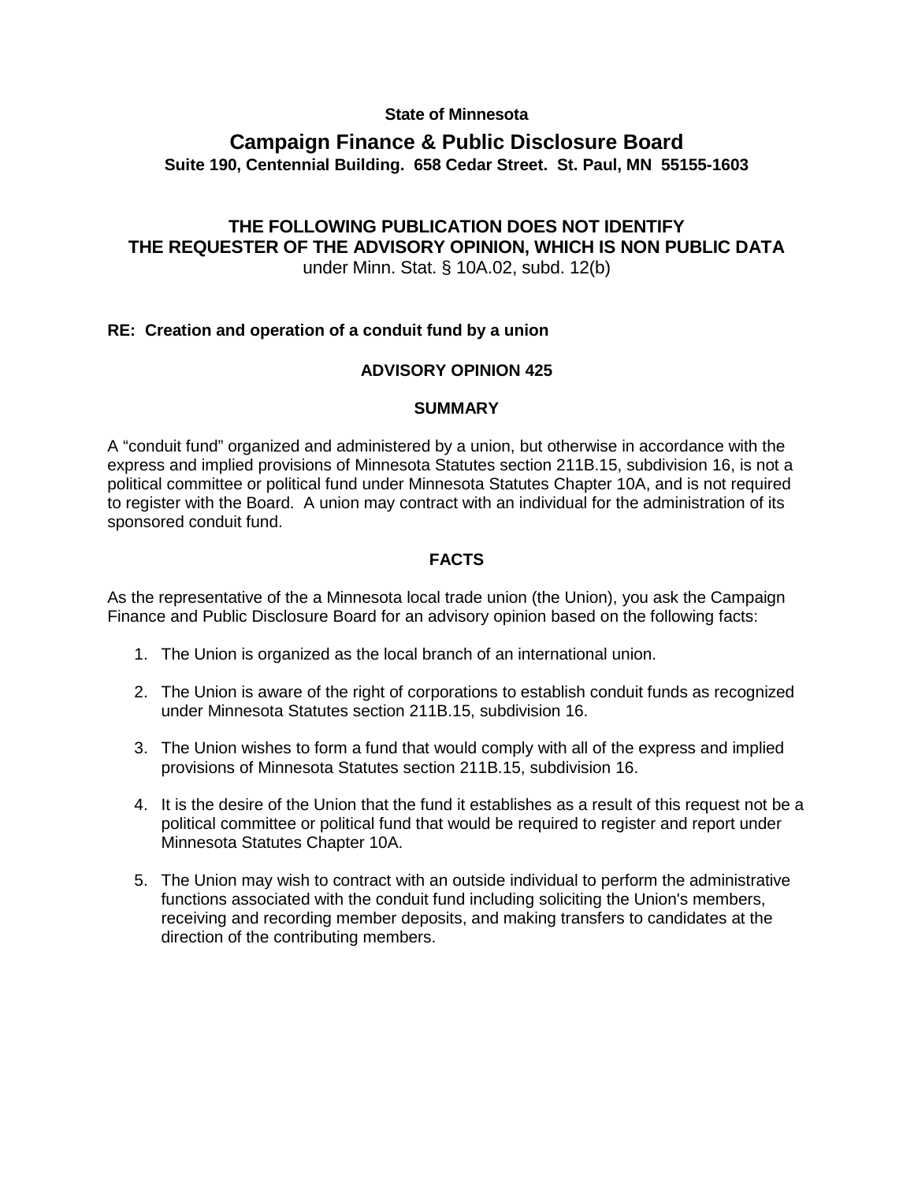**State of Minnesota**

# Campaign Finance & Public Disclosure Board

**Suite 190, Centennial Building. 658 Cedar Street. St. Paul, MN 55155-1603**

**THE FOLLOWING PUBLICATION DOES NOT IDENTIFY THE REQUESTER OF THE ADVISORY OPINION, WHICH IS NON PUBLIC DATA**
under Minn. Stat. § 10A.02, subd. 12(b)

**RE: Creation and operation of a conduit fund by a union**

## ADVISORY OPINION 425

### SUMMARY

A “conduit fund” organized and administered by a union, but otherwise in accordance with the express and implied provisions of Minnesota Statutes section 211B.15, subdivision 16, is not a political committee or political fund under Minnesota Statutes Chapter 10A, and is not required to register with the Board. A union may contract with an individual for the administration of its sponsored conduit fund.

### FACTS

As the representative of the a Minnesota local trade union (the Union), you ask the Campaign Finance and Public Disclosure Board for an advisory opinion based on the following facts:

1. The Union is organized as the local branch of an international union.
2. The Union is aware of the right of corporations to establish conduit funds as recognized under Minnesota Statutes section 211B.15, subdivision 16.
3. The Union wishes to form a fund that would comply with all of the express and implied provisions of Minnesota Statutes section 211B.15, subdivision 16.
4. It is the desire of the Union that the fund it establishes as a result of this request not be a political committee or political fund that would be required to register and report under Minnesota Statutes Chapter 10A.
5. The Union may wish to contract with an outside individual to perform the administrative functions associated with the conduit fund including soliciting the Union's members, receiving and recording member deposits, and making transfers to candidates at the direction of the contributing members.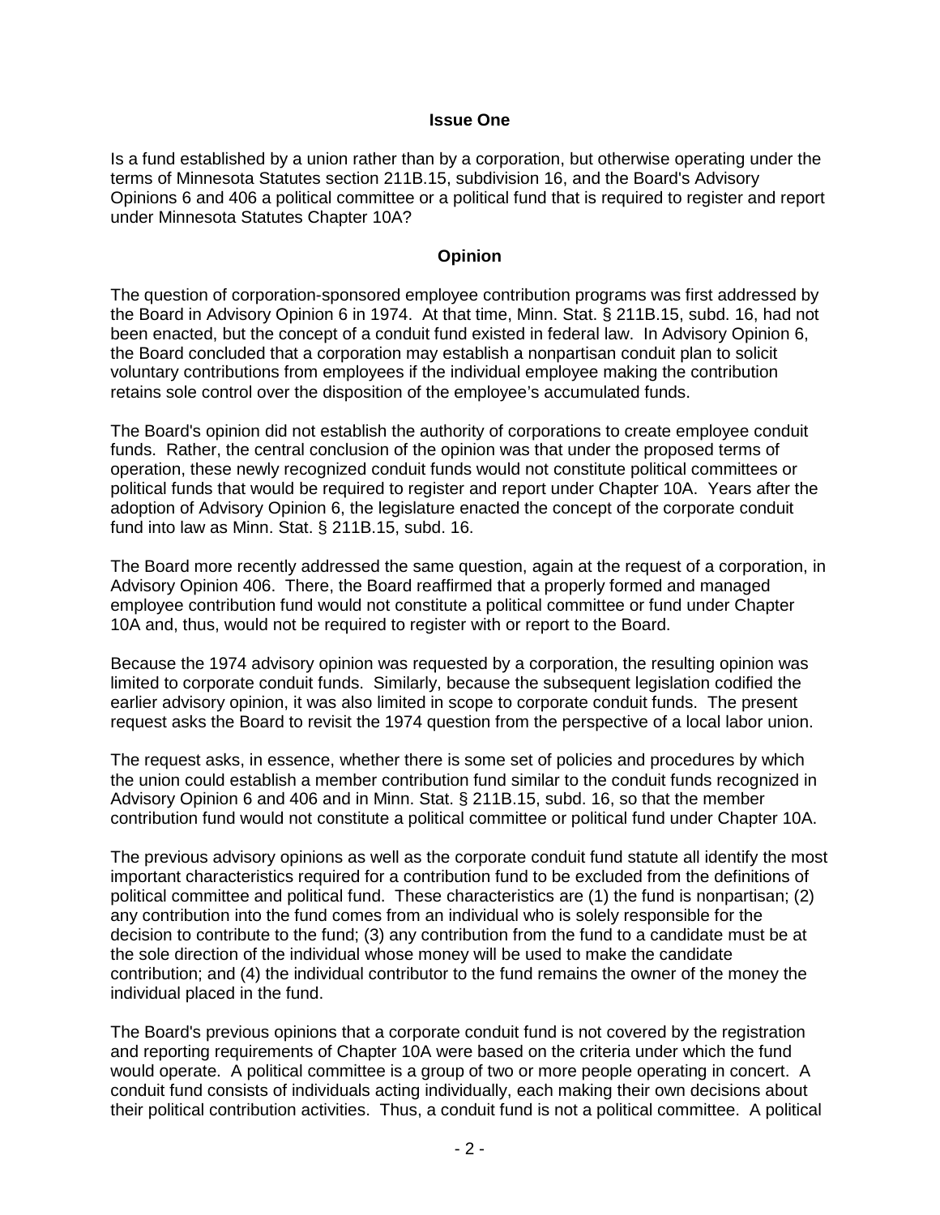### Issue One

Is a fund established by a union rather than by a corporation, but otherwise operating under the terms of Minnesota Statutes section 211B.15, subdivision 16, and the Board's Advisory Opinions 6 and 406 a political committee or a political fund that is required to register and report under Minnesota Statutes Chapter 10A?

### Opinion

The question of corporation-sponsored employee contribution programs was first addressed by the Board in Advisory Opinion 6 in 1974. At that time, Minn. Stat. § 211B.15, subd. 16, had not been enacted, but the concept of a conduit fund existed in federal law. In Advisory Opinion 6, the Board concluded that a corporation may establish a nonpartisan conduit plan to solicit voluntary contributions from employees if the individual employee making the contribution retains sole control over the disposition of the employee's accumulated funds.

The Board's opinion did not establish the authority of corporations to create employee conduit funds. Rather, the central conclusion of the opinion was that under the proposed terms of operation, these newly recognized conduit funds would not constitute political committees or political funds that would be required to register and report under Chapter 10A. Years after the adoption of Advisory Opinion 6, the legislature enacted the concept of the corporate conduit fund into law as Minn. Stat. § 211B.15, subd. 16.

The Board more recently addressed the same question, again at the request of a corporation, in Advisory Opinion 406. There, the Board reaffirmed that a properly formed and managed employee contribution fund would not constitute a political committee or fund under Chapter 10A and, thus, would not be required to register with or report to the Board.

Because the 1974 advisory opinion was requested by a corporation, the resulting opinion was limited to corporate conduit funds. Similarly, because the subsequent legislation codified the earlier advisory opinion, it was also limited in scope to corporate conduit funds. The present request asks the Board to revisit the 1974 question from the perspective of a local labor union.

The request asks, in essence, whether there is some set of policies and procedures by which the union could establish a member contribution fund similar to the conduit funds recognized in Advisory Opinion 6 and 406 and in Minn. Stat. § 211B.15, subd. 16, so that the member contribution fund would not constitute a political committee or political fund under Chapter 10A.

The previous advisory opinions as well as the corporate conduit fund statute all identify the most important characteristics required for a contribution fund to be excluded from the definitions of political committee and political fund. These characteristics are (1) the fund is nonpartisan; (2) any contribution into the fund comes from an individual who is solely responsible for the decision to contribute to the fund; (3) any contribution from the fund to a candidate must be at the sole direction of the individual whose money will be used to make the candidate contribution; and (4) the individual contributor to the fund remains the owner of the money the individual placed in the fund.

The Board's previous opinions that a corporate conduit fund is not covered by the registration and reporting requirements of Chapter 10A were based on the criteria under which the fund would operate. A political committee is a group of two or more people operating in concert. A conduit fund consists of individuals acting individually, each making their own decisions about their political contribution activities. Thus, a conduit fund is not a political committee. A political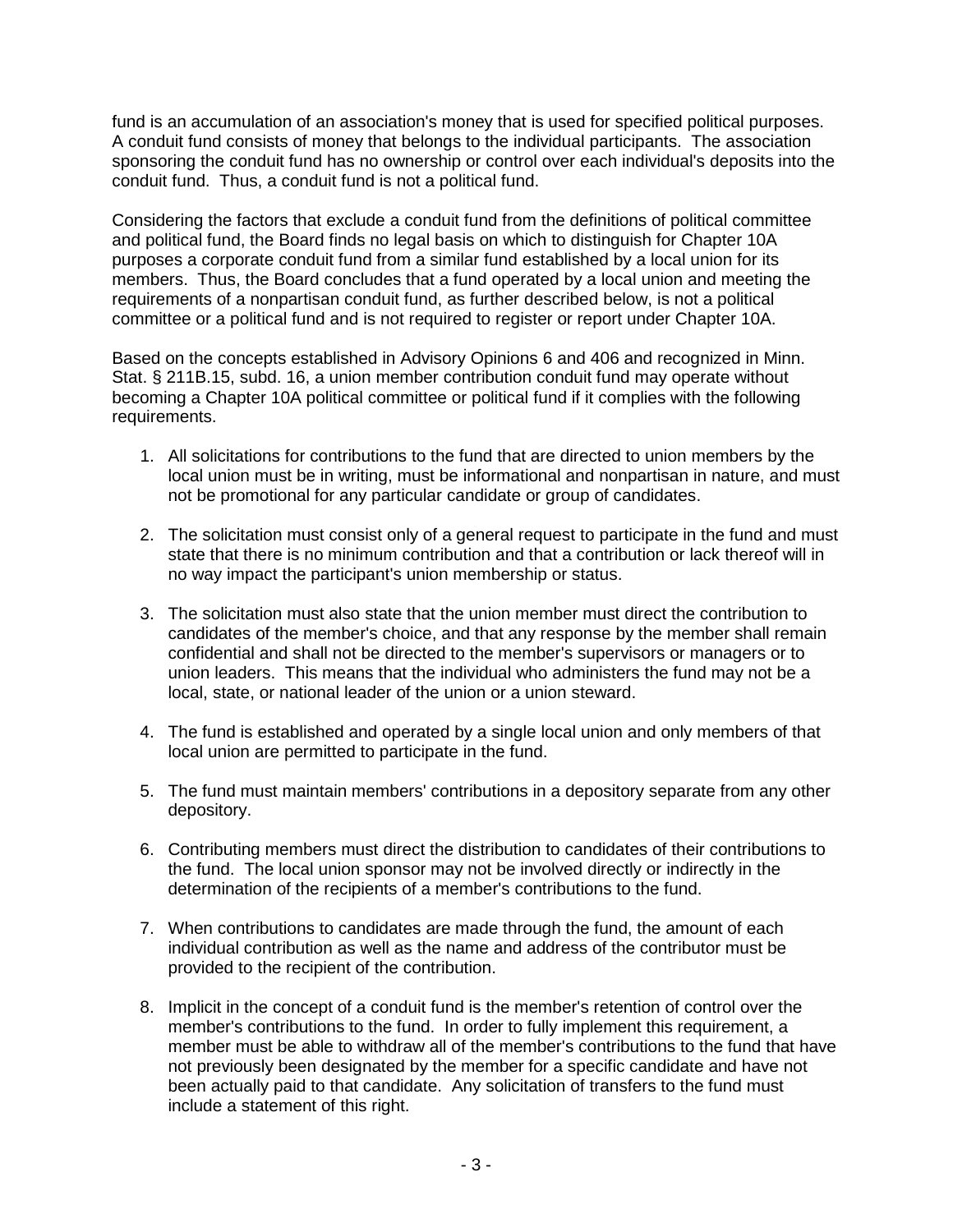fund is an accumulation of an association's money that is used for specified political purposes. A conduit fund consists of money that belongs to the individual participants. The association sponsoring the conduit fund has no ownership or control over each individual's deposits into the conduit fund. Thus, a conduit fund is not a political fund.

Considering the factors that exclude a conduit fund from the definitions of political committee and political fund, the Board finds no legal basis on which to distinguish for Chapter 10A purposes a corporate conduit fund from a similar fund established by a local union for its members. Thus, the Board concludes that a fund operated by a local union and meeting the requirements of a nonpartisan conduit fund, as further described below, is not a political committee or a political fund and is not required to register or report under Chapter 10A.

Based on the concepts established in Advisory Opinions 6 and 406 and recognized in Minn. Stat. § 211B.15, subd. 16, a union member contribution conduit fund may operate without becoming a Chapter 10A political committee or political fund if it complies with the following requirements.

1. All solicitations for contributions to the fund that are directed to union members by the local union must be in writing, must be informational and nonpartisan in nature, and must not be promotional for any particular candidate or group of candidates.

2. The solicitation must consist only of a general request to participate in the fund and must state that there is no minimum contribution and that a contribution or lack thereof will in no way impact the participant's union membership or status.

3. The solicitation must also state that the union member must direct the contribution to candidates of the member's choice, and that any response by the member shall remain confidential and shall not be directed to the member's supervisors or managers or to union leaders. This means that the individual who administers the fund may not be a local, state, or national leader of the union or a union steward.

4. The fund is established and operated by a single local union and only members of that local union are permitted to participate in the fund.

5. The fund must maintain members' contributions in a depository separate from any other depository.

6. Contributing members must direct the distribution to candidates of their contributions to the fund. The local union sponsor may not be involved directly or indirectly in the determination of the recipients of a member's contributions to the fund.

7. When contributions to candidates are made through the fund, the amount of each individual contribution as well as the name and address of the contributor must be provided to the recipient of the contribution.

8. Implicit in the concept of a conduit fund is the member's retention of control over the member's contributions to the fund. In order to fully implement this requirement, a member must be able to withdraw all of the member's contributions to the fund that have not previously been designated by the member for a specific candidate and have not been actually paid to that candidate. Any solicitation of transfers to the fund must include a statement of this right.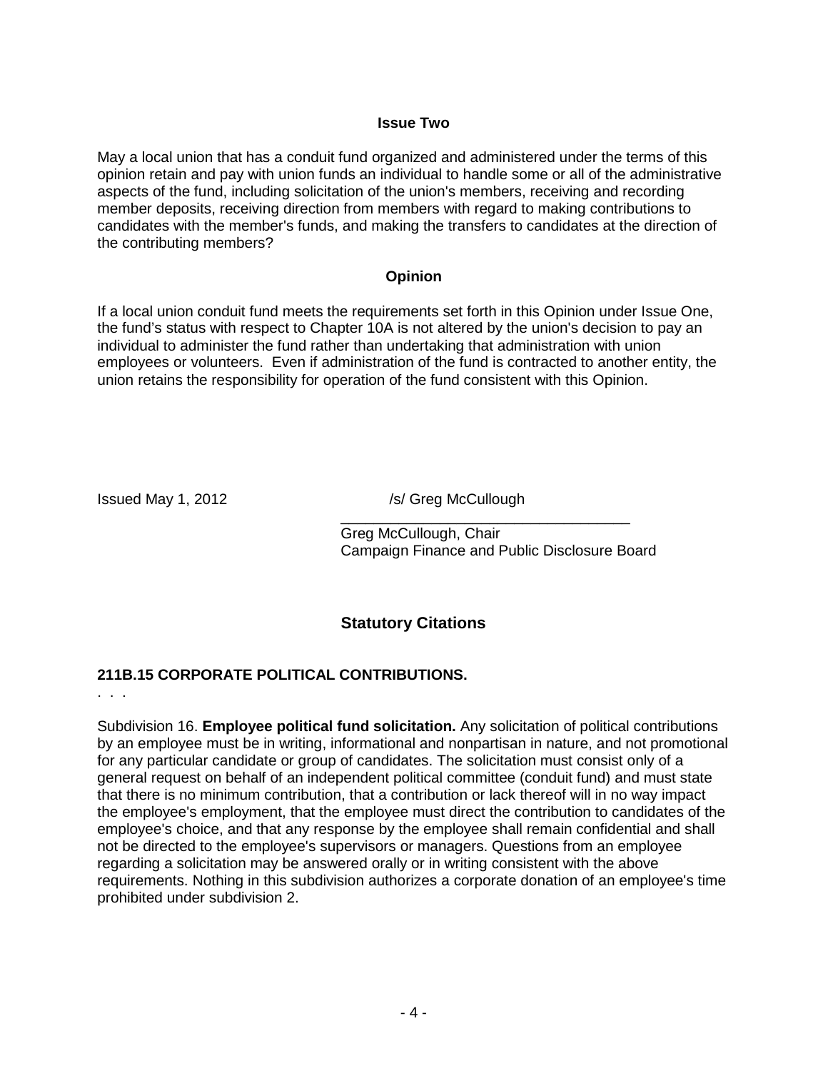### Issue Two

May a local union that has a conduit fund organized and administered under the terms of this opinion retain and pay with union funds an individual to handle some or all of the administrative aspects of the fund, including solicitation of the union's members, receiving and recording member deposits, receiving direction from members with regard to making contributions to candidates with the member's funds, and making the transfers to candidates at the direction of the contributing members?

### Opinion

If a local union conduit fund meets the requirements set forth in this Opinion under Issue One, the fund's status with respect to Chapter 10A is not altered by the union's decision to pay an individual to administer the fund rather than undertaking that administration with union employees or volunteers. Even if administration of the fund is contracted to another entity, the union retains the responsibility for operation of the fund consistent with this Opinion.

Issued May 1, 2012 /s/ Greg McCullough

___________________________________
Greg McCullough, Chair
Campaign Finance and Public Disclosure Board

## Statutory Citations

### 211B.15 CORPORATE POLITICAL CONTRIBUTIONS.

. . .

Subdivision 16. **Employee political fund solicitation.** Any solicitation of political contributions by an employee must be in writing, informational and nonpartisan in nature, and not promotional for any particular candidate or group of candidates. The solicitation must consist only of a general request on behalf of an independent political committee (conduit fund) and must state that there is no minimum contribution, that a contribution or lack thereof will in no way impact the employee's employment, that the employee must direct the contribution to candidates of the employee's choice, and that any response by the employee shall remain confidential and shall not be directed to the employee's supervisors or managers. Questions from an employee regarding a solicitation may be answered orally or in writing consistent with the above requirements. Nothing in this subdivision authorizes a corporate donation of an employee's time prohibited under subdivision 2.